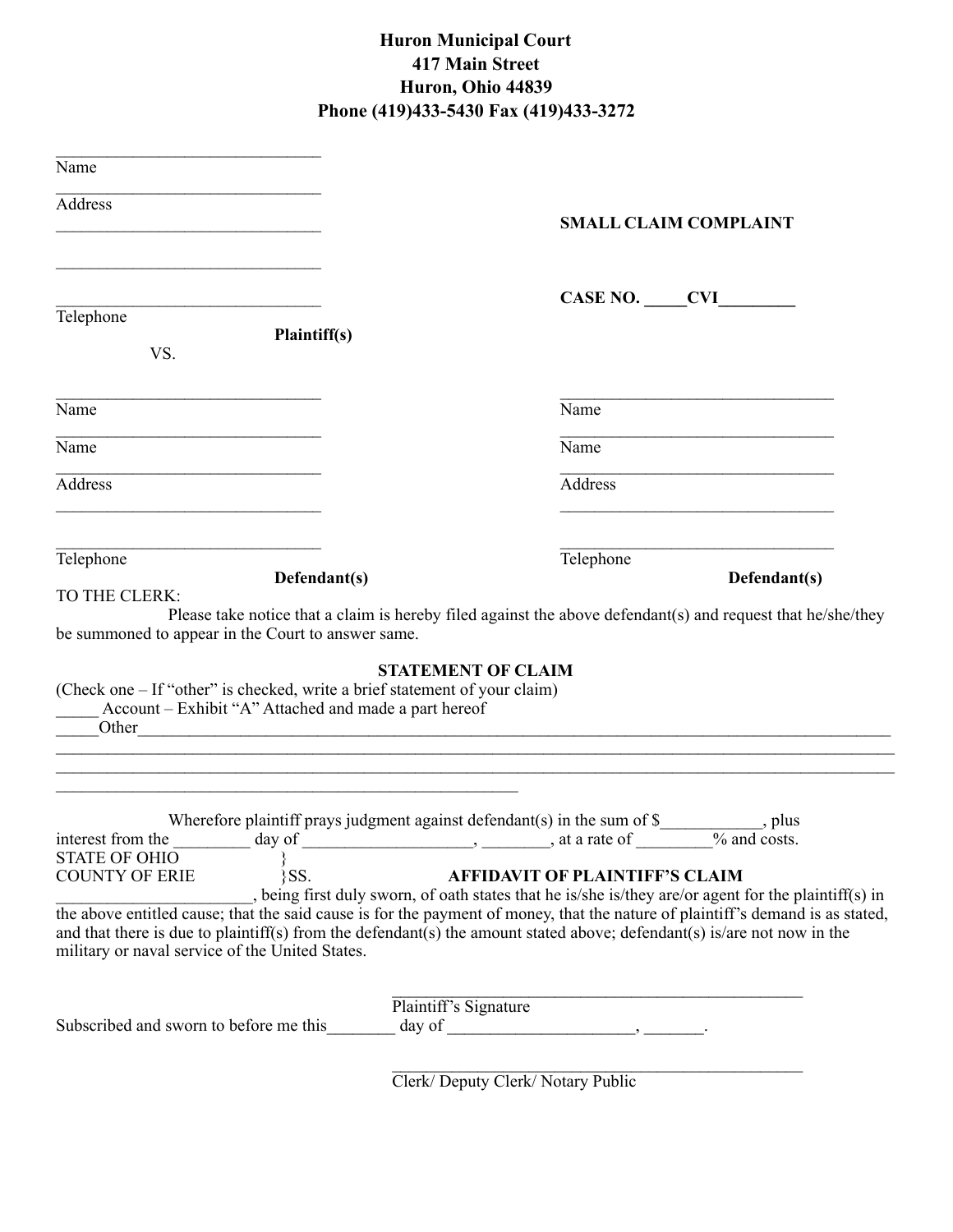**Huron Municipal Court**
**417 Main Street**
**Huron, Ohio 44839**
**Phone (419)433-5430 Fax (419)433-3272**

______________________________
Name
______________________________
Address
______________________________

______________________________

______________________________
Telephone

**Plaintiff(s)**

VS.

**SMALL CLAIM COMPLAINT**

**CASE NO. _____CVI_________**

| | |
|---|---|
| ______________________________ | ______________________________ |
| Name | Name |
| ______________________________ | ______________________________ |
| Name | Name |
| ______________________________ | ______________________________ |
| Address | Address |
| ______________________________ | ______________________________ |
| ______________________________ | ______________________________ |
| Telephone | Telephone |
| **Defendant(s)** | **Defendant(s)** |

TO THE CLERK:

Please take notice that a claim is hereby filed against the above defendant(s) and request that he/she/they be summoned to appear in the Court to answer same.

**STATEMENT OF CLAIM**

(Check one – If "other" is checked, write a brief statement of your claim)

_____ Account – Exhibit "A" Attached and made a part hereof

_____Other_______________________________________________________________________________
_____________________________________________________________________________________________
_____________________________________________________________________________________________
__________________________________________________

Wherefore plaintiff prays judgment against defendant(s) in the sum of $____________, plus interest from the _________ day of ____________________, ________, at a rate of _________% and costs.

STATE OF OHIO }
COUNTY OF ERIE }SS.

**AFFIDAVIT OF PLAINTIFF'S CLAIM**

_______________________, being first duly sworn, of oath states that he is/she is/they are/or agent for the plaintiff(s) in the above entitled cause; that the said cause is for the payment of money, that the nature of plaintiff's demand is as stated, and that there is due to plaintiff(s) from the defendant(s) the amount stated above; defendant(s) is/are not now in the military or naval service of the United States.

_____________________________________________
Plaintiff's Signature

Subscribed and sworn to before me this________ day of ______________________, _______.

_____________________________________________
Clerk/ Deputy Clerk/ Notary Public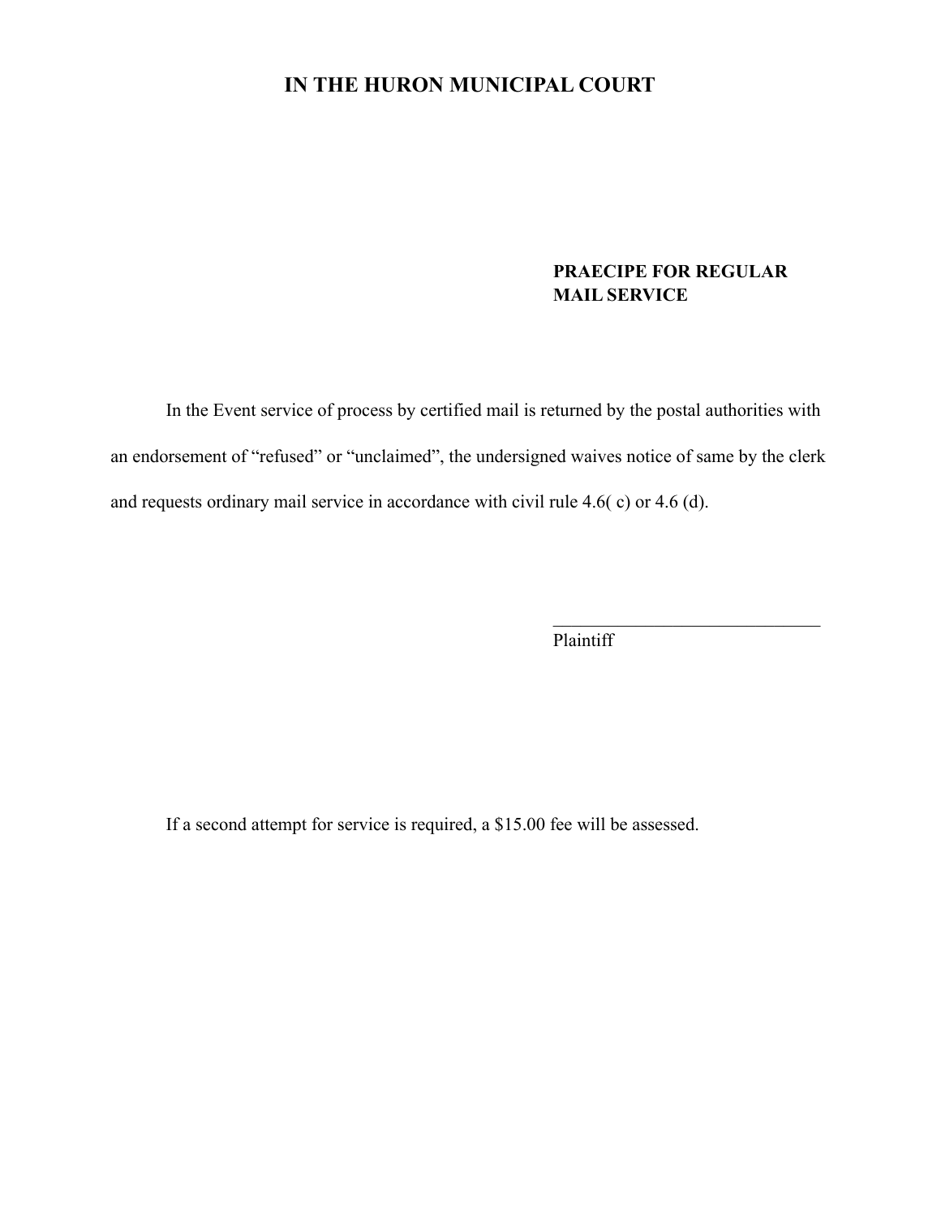# IN THE HURON MUNICIPAL COURT

**PRAECIPE FOR REGULAR MAIL SERVICE**

In the Event service of process by certified mail is returned by the postal authorities with an endorsement of “refused” or “unclaimed”, the undersigned waives notice of same by the clerk and requests ordinary mail service in accordance with civil rule 4.6( c) or 4.6 (d).

______________________________
Plaintiff

If a second attempt for service is required, a $15.00 fee will be assessed.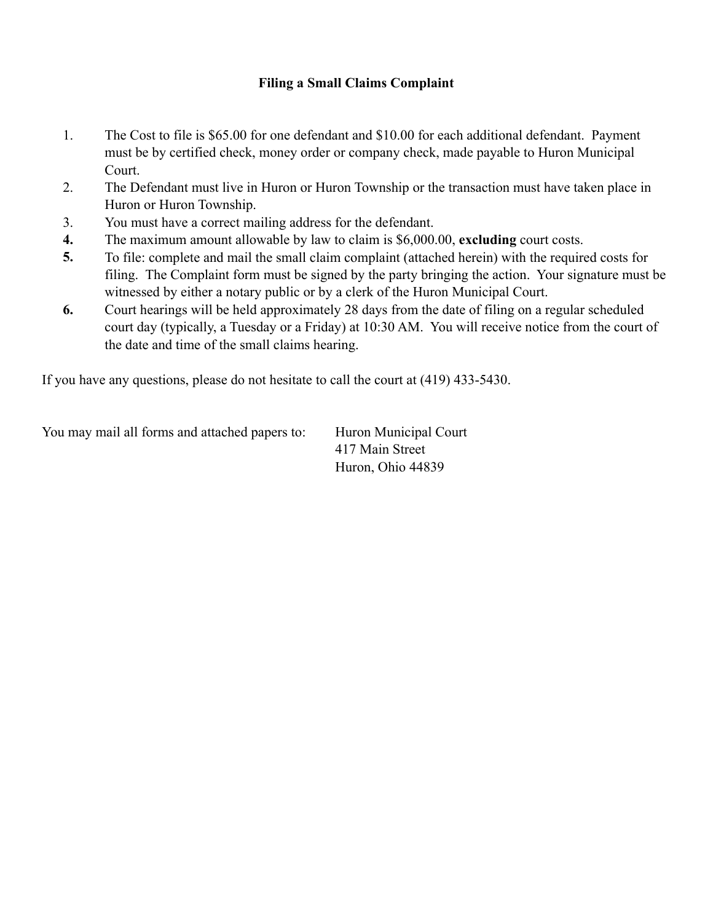**Filing a Small Claims Complaint**

1. The Cost to file is $65.00 for one defendant and $10.00 for each additional defendant. Payment must be by certified check, money order or company check, made payable to Huron Municipal Court.
2. The Defendant must live in Huron or Huron Township or the transaction must have taken place in Huron or Huron Township.
3. You must have a correct mailing address for the defendant.
4. The maximum amount allowable by law to claim is $6,000.00, **excluding** court costs.
5. To file: complete and mail the small claim complaint (attached herein) with the required costs for filing. The Complaint form must be signed by the party bringing the action. Your signature must be witnessed by either a notary public or by a clerk of the Huron Municipal Court.
6. Court hearings will be held approximately 28 days from the date of filing on a regular scheduled court day (typically, a Tuesday or a Friday) at 10:30 AM. You will receive notice from the court of the date and time of the small claims hearing.

If you have any questions, please do not hesitate to call the court at (419) 433-5430.

You may mail all forms and attached papers to:

Huron Municipal Court
417 Main Street
Huron, Ohio 44839